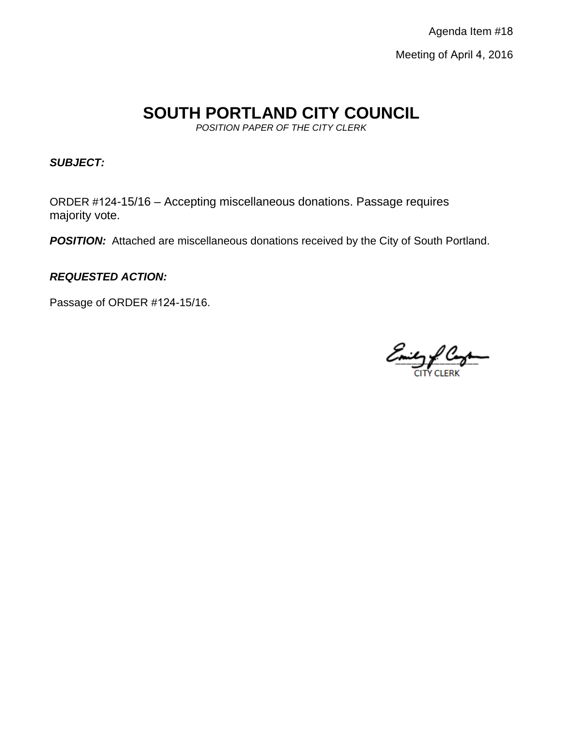Agenda Item #18

Meeting of April 4, 2016

# SOUTH PORTLAND CITY COUNCIL

*POSITION PAPER OF THE CITY CLERK*

***SUBJECT:***

ORDER #124-15/16 – Accepting miscellaneous donations. Passage requires majority vote.

***POSITION:*** Attached are miscellaneous donations received by the City of South Portland.

***REQUESTED ACTION:***

Passage of ORDER #124-15/16.

CITY CLERK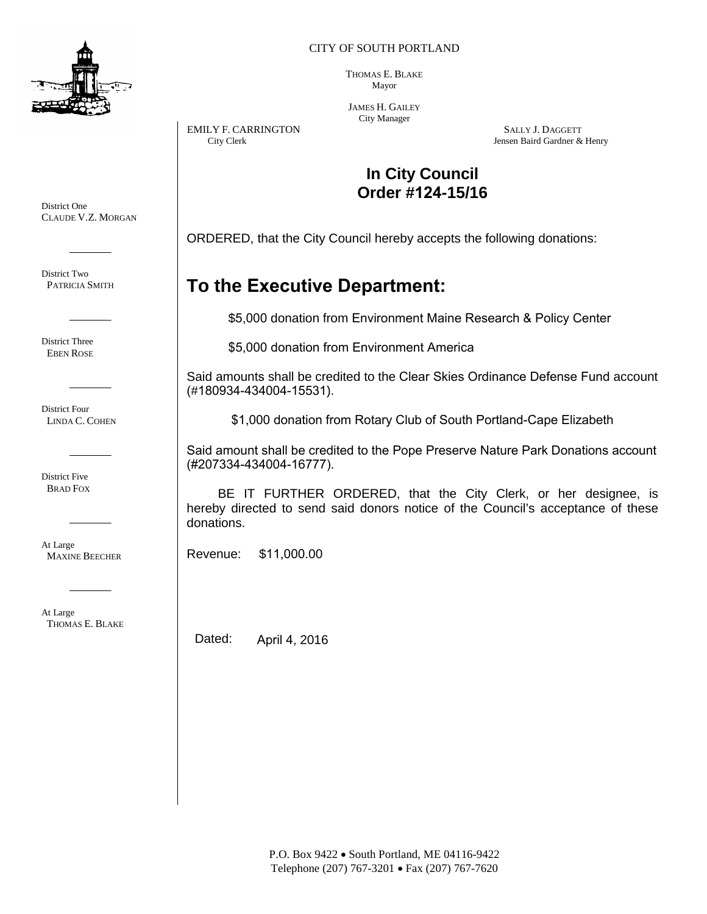CITY OF SOUTH PORTLAND

THOMAS E. BLAKE
Mayor

JAMES H. GAILEY
City Manager

EMILY F. CARRINGTON
City Clerk

SALLY J. DAGGETT
Jensen Baird Gardner & Henry

District One
CLAUDE V.Z. MORGAN

District Two
PATRICIA SMITH

District Three
EBEN ROSE

District Four
LINDA C. COHEN

District Five
BRAD FOX

At Large
MAXINE BEECHER

At Large
THOMAS E. BLAKE

# In City Council
# Order #124-15/16

ORDERED, that the City Council hereby accepts the following donations:

## To the Executive Department:

$5,000 donation from Environment Maine Research & Policy Center

$5,000 donation from Environment America

Said amounts shall be credited to the Clear Skies Ordinance Defense Fund account (#180934-434004-15531).

$1,000 donation from Rotary Club of South Portland-Cape Elizabeth

Said amount shall be credited to the Pope Preserve Nature Park Donations account (#207334-434004-16777).

BE IT FURTHER ORDERED, that the City Clerk, or her designee, is hereby directed to send said donors notice of the Council's acceptance of these donations.

Revenue: $11,000.00

Dated: April 4, 2016

P.O. Box 9422 • South Portland, ME 04116-9422
Telephone (207) 767-3201 • Fax (207) 767-7620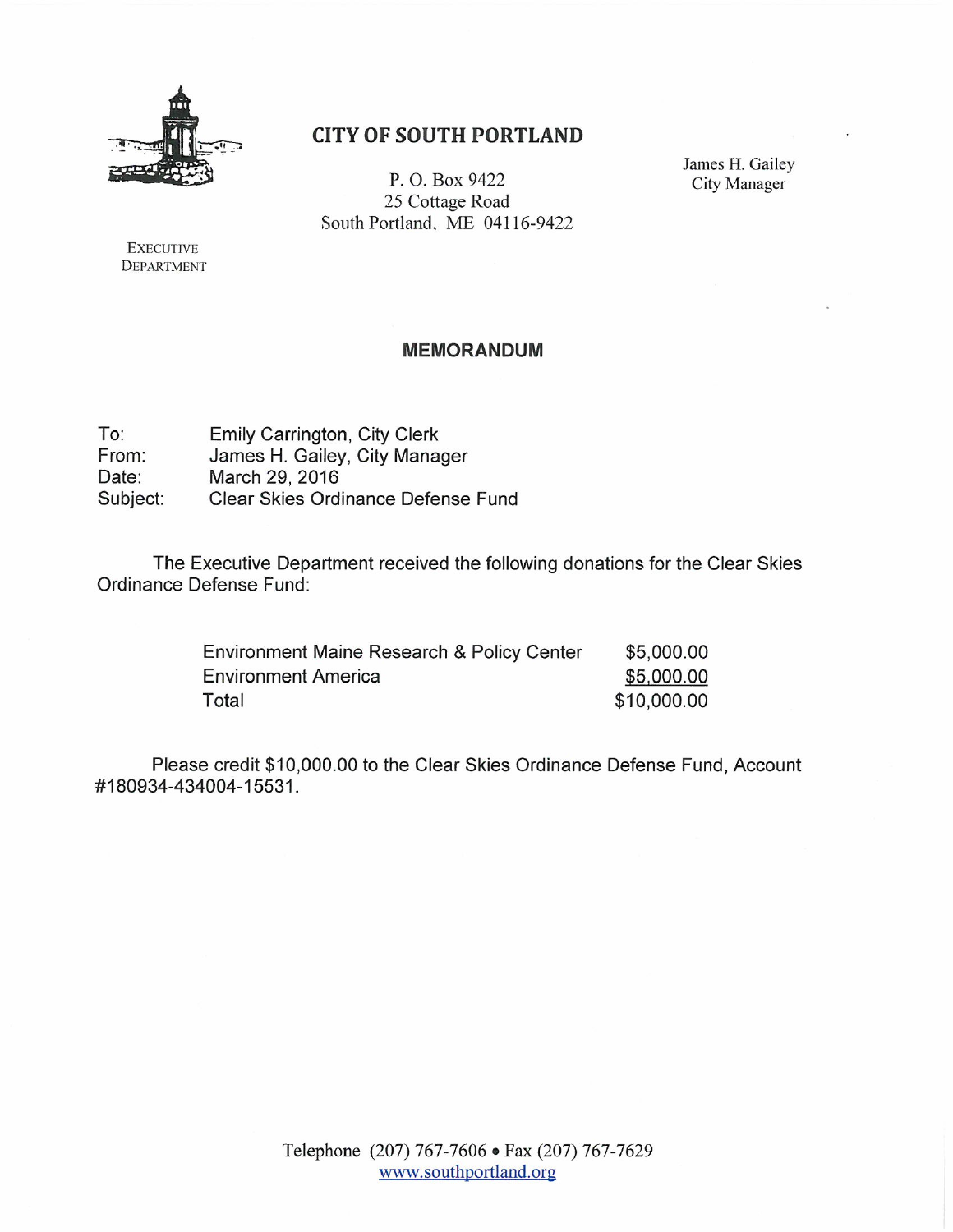# CITY OF SOUTH PORTLAND

P. O. Box 9422
25 Cottage Road
South Portland, ME 04116-9422

James H. Gailey
City Manager

EXECUTIVE DEPARTMENT

## MEMORANDUM

To: Emily Carrington, City Clerk
From: James H. Gailey, City Manager
Date: March 29, 2016
Subject: Clear Skies Ordinance Defense Fund

The Executive Department received the following donations for the Clear Skies Ordinance Defense Fund:

| | |
|---|---|
| Environment Maine Research & Policy Center | $5,000.00 |
| Environment America | $5,000.00 |
| Total | $10,000.00 |

Please credit $10,000.00 to the Clear Skies Ordinance Defense Fund, Account #180934-434004-15531.

Telephone (207) 767-7606 • Fax (207) 767-7629
www.southportland.org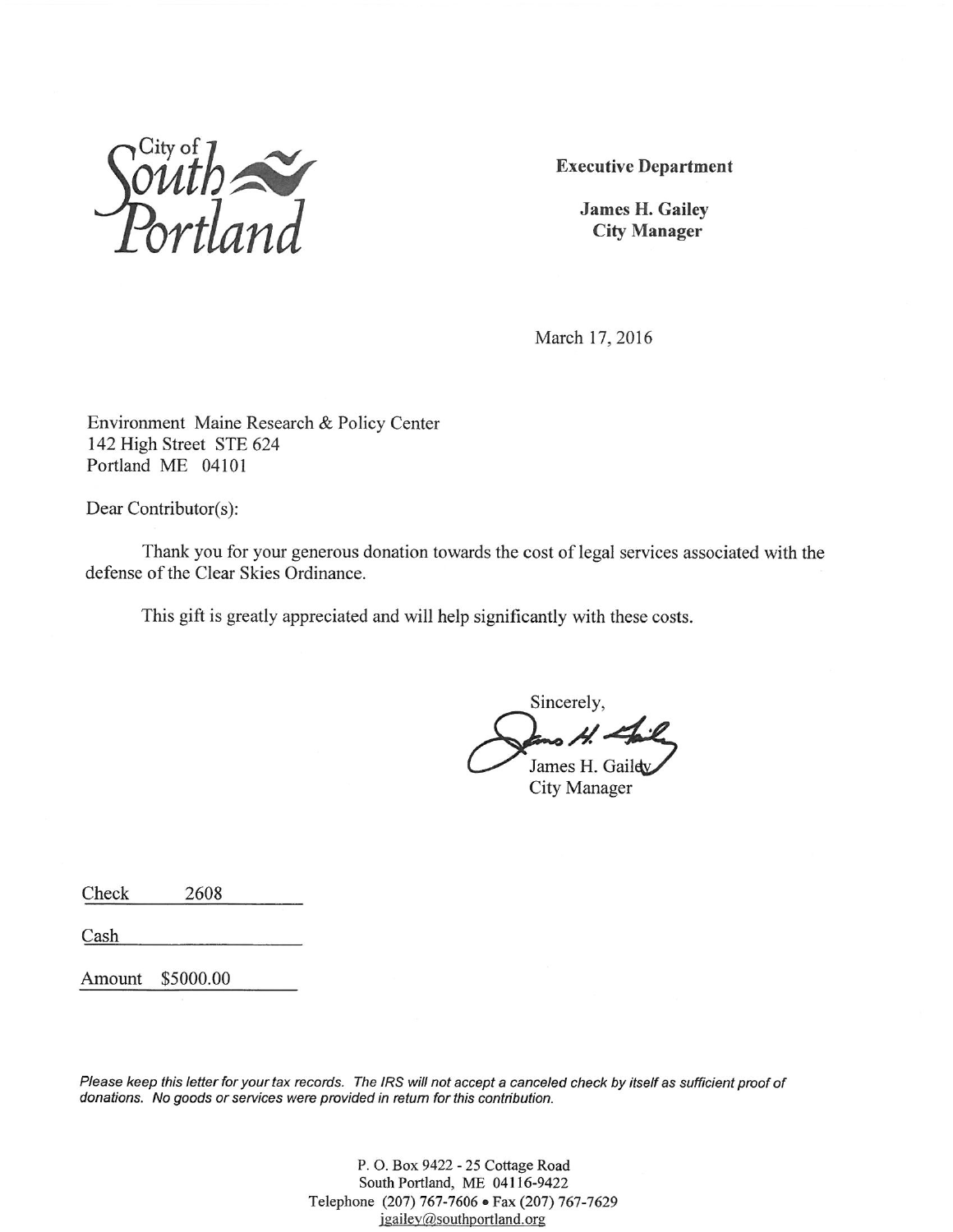City of South Portland

**Executive Department**

**James H. Gailey**
**City Manager**

March 17, 2016

Environment Maine Research & Policy Center
142 High Street STE 624
Portland ME 04101

Dear Contributor(s):

Thank you for your generous donation towards the cost of legal services associated with the defense of the Clear Skies Ordinance.

This gift is greatly appreciated and will help significantly with these costs.

Sincerely,

James H. Gailey
City Manager

Check 2608

Cash

Amount $5000.00

*Please keep this letter for your tax records. The IRS will not accept a canceled check by itself as sufficient proof of donations. No goods or services were provided in return for this contribution.*

P. O. Box 9422 - 25 Cottage Road
South Portland, ME 04116-9422
Telephone (207) 767-7606 • Fax (207) 767-7629
jgailey@southportland.org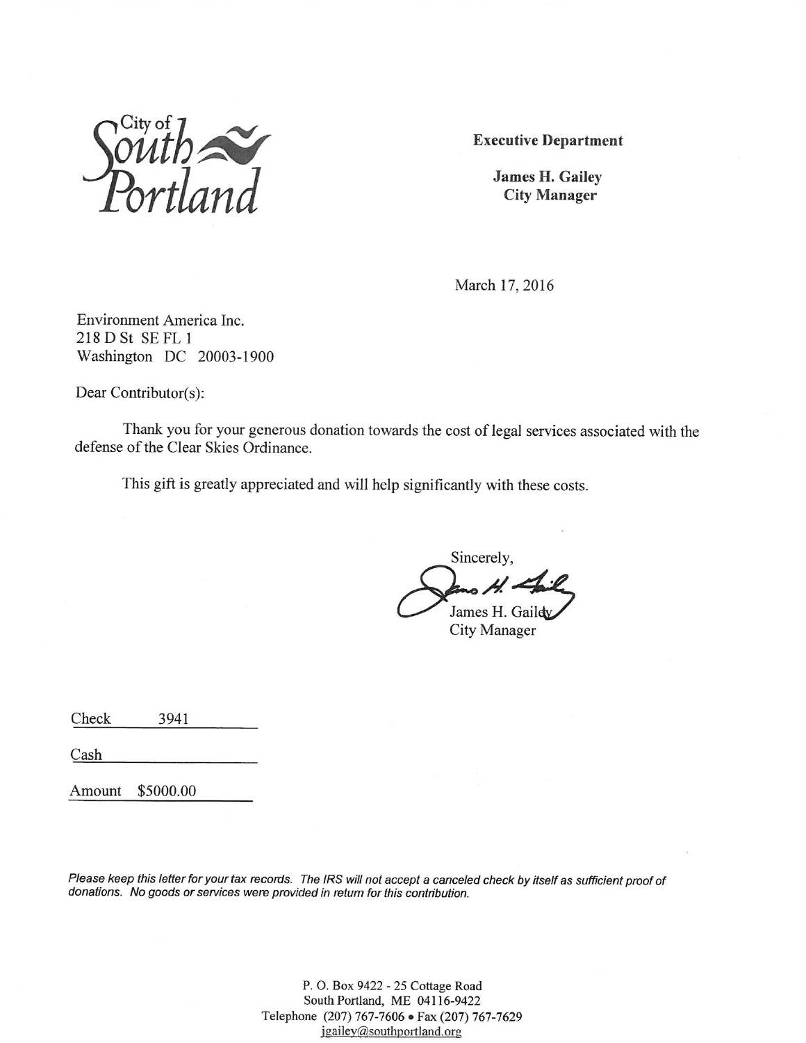City of South Portland

**Executive Department**

**James H. Gailey**
**City Manager**

March 17, 2016

Environment America Inc.
218 D St SE FL 1
Washington DC 20003-1900

Dear Contributor(s):

Thank you for your generous donation towards the cost of legal services associated with the defense of the Clear Skies Ordinance.

This gift is greatly appreciated and will help significantly with these costs.

Sincerely,

James H. Gailey
City Manager

Check 3941

Cash

Amount $5000.00

*Please keep this letter for your tax records. The IRS will not accept a canceled check by itself as sufficient proof of donations. No goods or services were provided in return for this contribution.*

P. O. Box 9422 - 25 Cottage Road
South Portland, ME 04116-9422
Telephone (207) 767-7606 • Fax (207) 767-7629
jgailey@southportland.org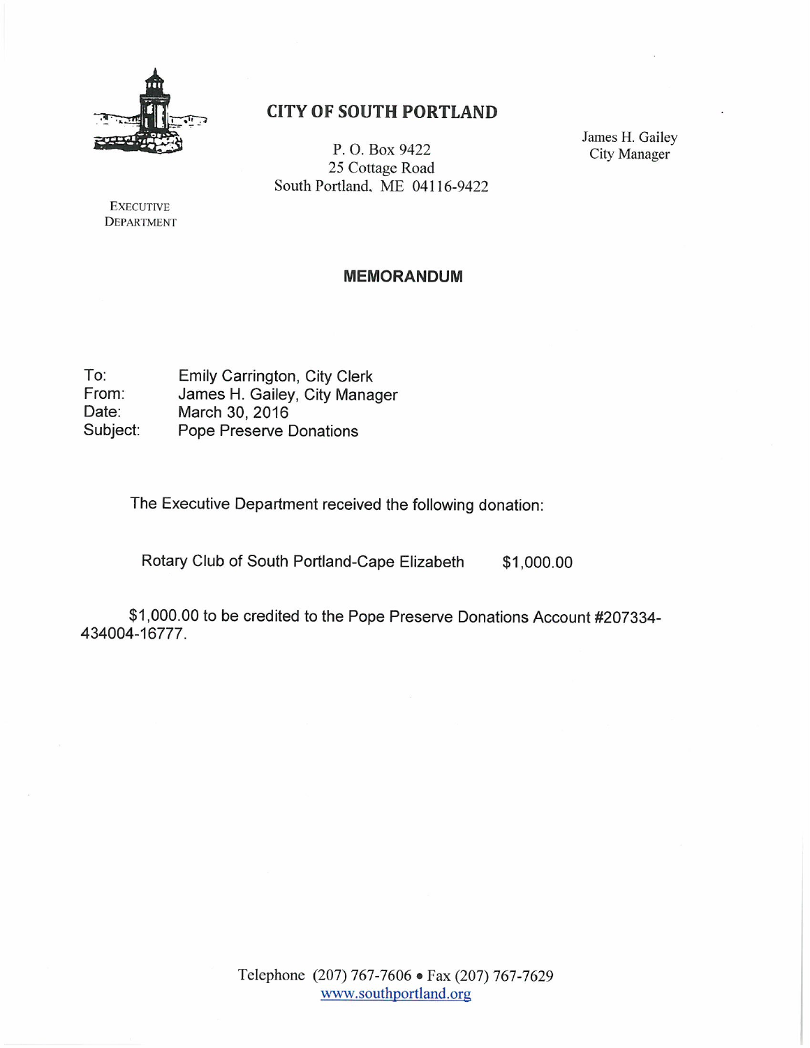# CITY OF SOUTH PORTLAND

P. O. Box 9422
25 Cottage Road
South Portland, ME 04116-9422

James H. Gailey
City Manager

EXECUTIVE DEPARTMENT

## MEMORANDUM

To: Emily Carrington, City Clerk
From: James H. Gailey, City Manager
Date: March 30, 2016
Subject: Pope Preserve Donations

The Executive Department received the following donation:

Rotary Club of South Portland-Cape Elizabeth $1,000.00

$1,000.00 to be credited to the Pope Preserve Donations Account #207334-434004-16777.

Telephone (207) 767-7606 • Fax (207) 767-7629
www.southportland.org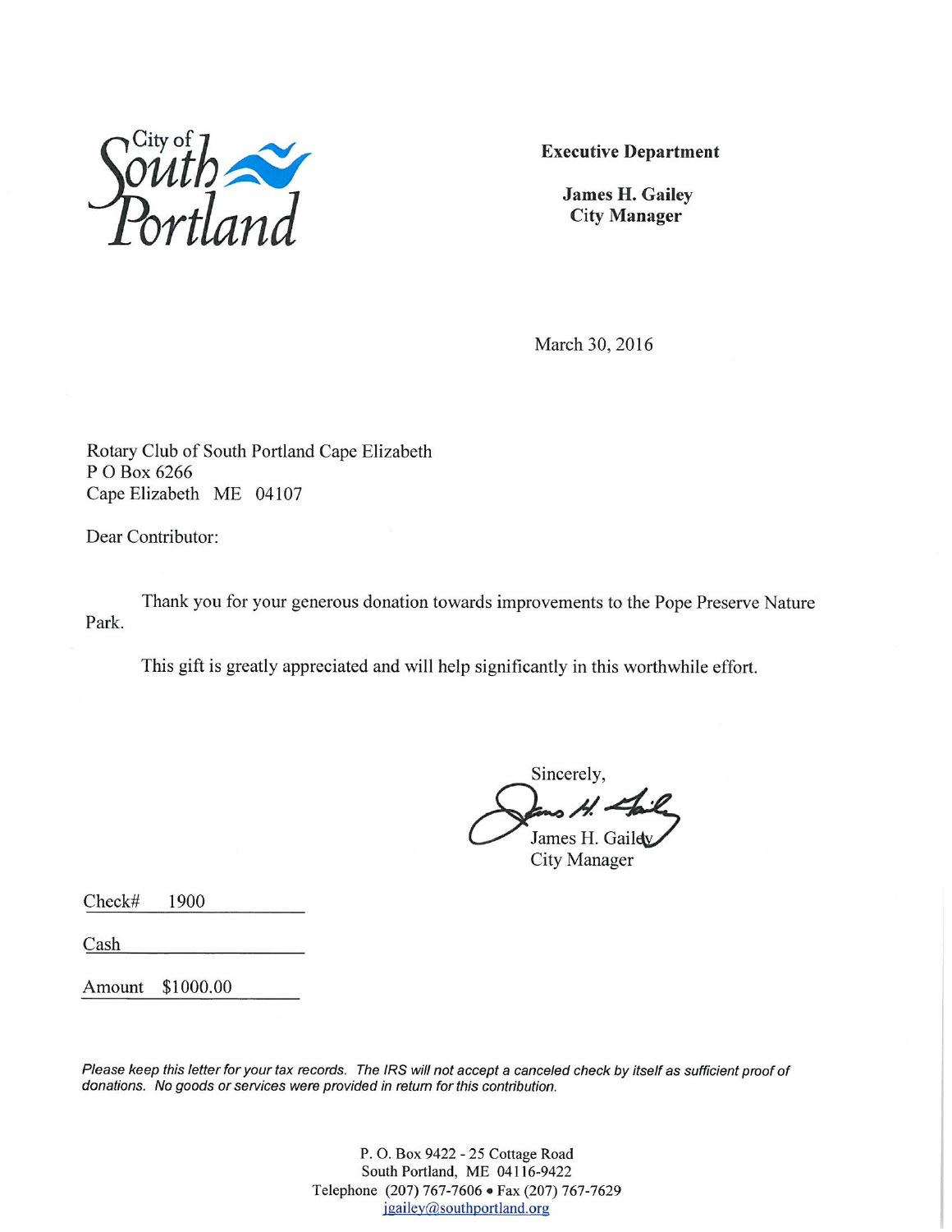City of South Portland

**Executive Department**

**James H. Gailey**
**City Manager**

March 30, 2016

Rotary Club of South Portland Cape Elizabeth
P O Box 6266
Cape Elizabeth ME 04107

Dear Contributor:

Thank you for your generous donation towards improvements to the Pope Preserve Nature Park.

This gift is greatly appreciated and will help significantly in this worthwhile effort.

Sincerely,

James H. Gailey
City Manager

Check# 1900

Cash

Amount $1000.00

*Please keep this letter for your tax records. The IRS will not accept a canceled check by itself as sufficient proof of donations. No goods or services were provided in return for this contribution.*

P. O. Box 9422 - 25 Cottage Road
South Portland, ME 04116-9422
Telephone (207) 767-7606 • Fax (207) 767-7629
jgailey@southportland.org